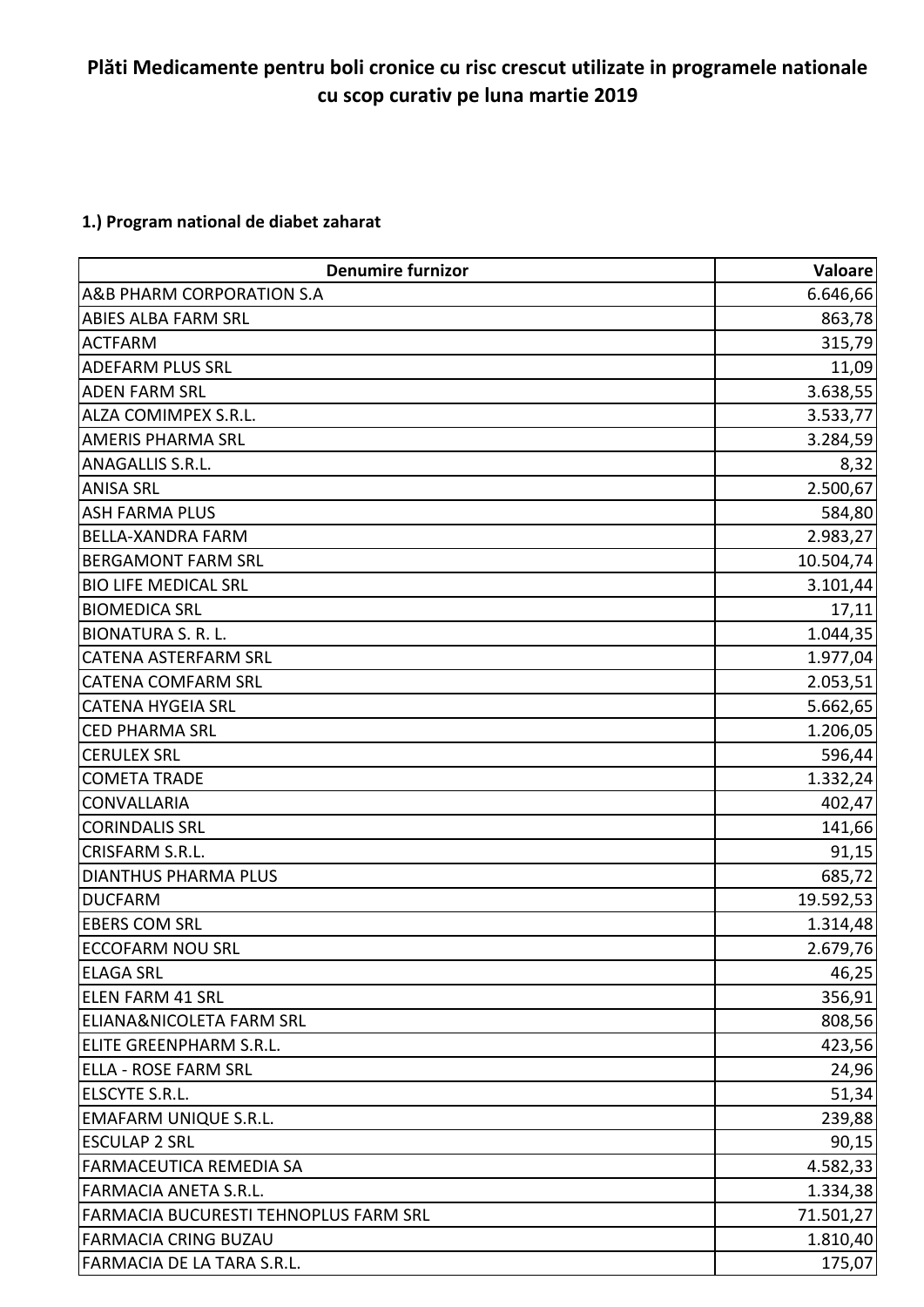# Plăti Medicamente pentru boli cronice cu risc crescut utilizate in programele nationale cu scop curativ pe luna martie 2019

## 1.) Program national de diabet zaharat

| Denumire furnizor | Valoare |
|---|---:|
| A&B PHARM CORPORATION S.A | 6.646,66 |
| ABIES ALBA FARM SRL | 863,78 |
| ACTFARM | 315,79 |
| ADEFARM PLUS SRL | 11,09 |
| ADEN FARM SRL | 3.638,55 |
| ALZA COMIMPEX S.R.L. | 3.533,77 |
| AMERIS PHARMA SRL | 3.284,59 |
| ANAGALLIS S.R.L. | 8,32 |
| ANISA SRL | 2.500,67 |
| ASH FARMA PLUS | 584,80 |
| BELLA-XANDRA FARM | 2.983,27 |
| BERGAMONT FARM SRL | 10.504,74 |
| BIO LIFE MEDICAL SRL | 3.101,44 |
| BIOMEDICA SRL | 17,11 |
| BIONATURA S. R. L. | 1.044,35 |
| CATENA ASTERFARM SRL | 1.977,04 |
| CATENA COMFARM SRL | 2.053,51 |
| CATENA HYGEIA SRL | 5.662,65 |
| CED PHARMA SRL | 1.206,05 |
| CERULEX SRL | 596,44 |
| COMETA TRADE | 1.332,24 |
| CONVALLARIA | 402,47 |
| CORINDALIS SRL | 141,66 |
| CRISFARM S.R.L. | 91,15 |
| DIANTHUS PHARMA PLUS | 685,72 |
| DUCFARM | 19.592,53 |
| EBERS COM SRL | 1.314,48 |
| ECCOFARM NOU SRL | 2.679,76 |
| ELAGA SRL | 46,25 |
| ELEN FARM 41 SRL | 356,91 |
| ELIANA&NICOLETA FARM SRL | 808,56 |
| ELITE GREENPHARM S.R.L. | 423,56 |
| ELLA - ROSE FARM SRL | 24,96 |
| ELSCYTE S.R.L. | 51,34 |
| EMAFARM UNIQUE S.R.L. | 239,88 |
| ESCULAP 2 SRL | 90,15 |
| FARMACEUTICA REMEDIA SA | 4.582,33 |
| FARMACIA ANETA S.R.L. | 1.334,38 |
| FARMACIA BUCURESTI TEHNOPLUS FARM SRL | 71.501,27 |
| FARMACIA CRING BUZAU | 1.810,40 |
| FARMACIA DE LA TARA S.R.L. | 175,07 |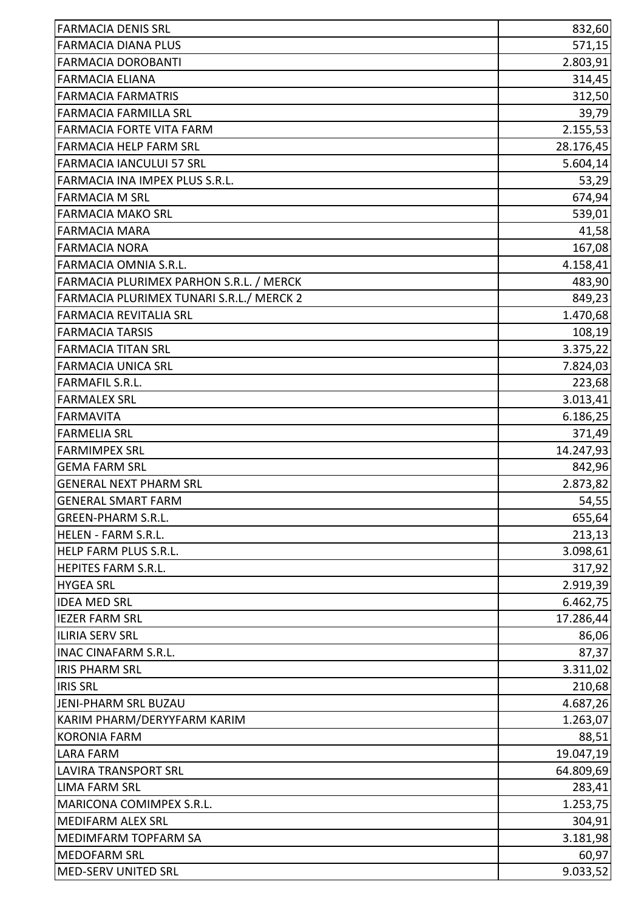| | |
|---|---|
| FARMACIA DENIS SRL | 832,60 |
| FARMACIA DIANA PLUS | 571,15 |
| FARMACIA DOROBANTI | 2.803,91 |
| FARMACIA ELIANA | 314,45 |
| FARMACIA FARMATRIS | 312,50 |
| FARMACIA FARMILLA SRL | 39,79 |
| FARMACIA FORTE VITA FARM | 2.155,53 |
| FARMACIA HELP FARM SRL | 28.176,45 |
| FARMACIA IANCULUI 57 SRL | 5.604,14 |
| FARMACIA INA IMPEX PLUS S.R.L. | 53,29 |
| FARMACIA M SRL | 674,94 |
| FARMACIA MAKO SRL | 539,01 |
| FARMACIA MARA | 41,58 |
| FARMACIA NORA | 167,08 |
| FARMACIA OMNIA S.R.L. | 4.158,41 |
| FARMACIA PLURIMEX PARHON S.R.L. / MERCK | 483,90 |
| FARMACIA PLURIMEX TUNARI S.R.L./ MERCK 2 | 849,23 |
| FARMACIA REVITALIA SRL | 1.470,68 |
| FARMACIA TARSIS | 108,19 |
| FARMACIA TITAN SRL | 3.375,22 |
| FARMACIA UNICA SRL | 7.824,03 |
| FARMAFIL S.R.L. | 223,68 |
| FARMALEX SRL | 3.013,41 |
| FARMAVITA | 6.186,25 |
| FARMELIA SRL | 371,49 |
| FARMIMPEX SRL | 14.247,93 |
| GEMA FARM SRL | 842,96 |
| GENERAL NEXT PHARM SRL | 2.873,82 |
| GENERAL SMART FARM | 54,55 |
| GREEN-PHARM S.R.L. | 655,64 |
| HELEN - FARM S.R.L. | 213,13 |
| HELP FARM PLUS S.R.L. | 3.098,61 |
| HEPITES FARM S.R.L. | 317,92 |
| HYGEA SRL | 2.919,39 |
| IDEA MED SRL | 6.462,75 |
| IEZER FARM SRL | 17.286,44 |
| ILIRIA SERV SRL | 86,06 |
| INAC CINAFARM S.R.L. | 87,37 |
| IRIS PHARM SRL | 3.311,02 |
| IRIS SRL | 210,68 |
| JENI-PHARM SRL BUZAU | 4.687,26 |
| KARIM PHARM/DERYYFARM KARIM | 1.263,07 |
| KORONIA FARM | 88,51 |
| LARA FARM | 19.047,19 |
| LAVIRA TRANSPORT SRL | 64.809,69 |
| LIMA FARM SRL | 283,41 |
| MARICONA COMIMPEX S.R.L. | 1.253,75 |
| MEDIFARM ALEX SRL | 304,91 |
| MEDIMFARM TOPFARM SA | 3.181,98 |
| MEDOFARM SRL | 60,97 |
| MED-SERV UNITED SRL | 9.033,52 |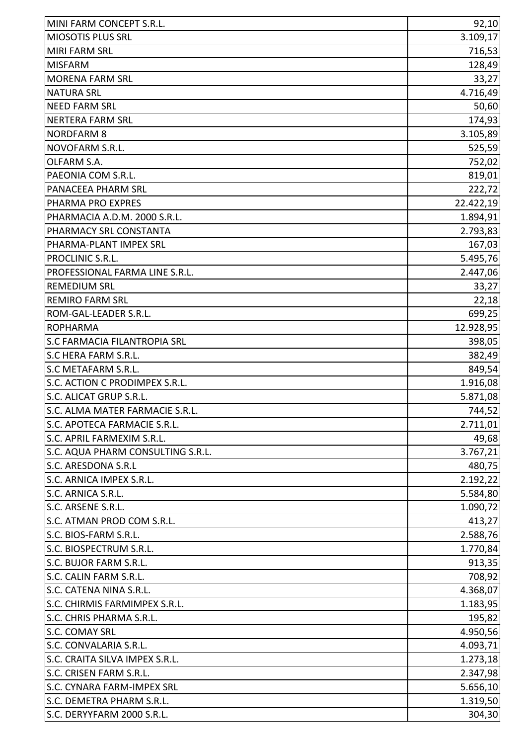| | |
|---|---|
| MINI FARM CONCEPT S.R.L. | 92,10 |
| MIOSOTIS PLUS SRL | 3.109,17 |
| MIRI FARM SRL | 716,53 |
| MISFARM | 128,49 |
| MORENA FARM SRL | 33,27 |
| NATURA SRL | 4.716,49 |
| NEED FARM SRL | 50,60 |
| NERTERA FARM SRL | 174,93 |
| NORDFARM 8 | 3.105,89 |
| NOVOFARM S.R.L. | 525,59 |
| OLFARM S.A. | 752,02 |
| PAEONIA COM S.R.L. | 819,01 |
| PANACEEA PHARM SRL | 222,72 |
| PHARMA PRO EXPRES | 22.422,19 |
| PHARMACIA A.D.M. 2000 S.R.L. | 1.894,91 |
| PHARMACY SRL CONSTANTA | 2.793,83 |
| PHARMA-PLANT IMPEX SRL | 167,03 |
| PROCLINIC S.R.L. | 5.495,76 |
| PROFESSIONAL FARMA LINE S.R.L. | 2.447,06 |
| REMEDIUM SRL | 33,27 |
| REMIRO FARM SRL | 22,18 |
| ROM-GAL-LEADER S.R.L. | 699,25 |
| ROPHARMA | 12.928,95 |
| S.C FARMACIA FILANTROPIA SRL | 398,05 |
| S.C HERA FARM S.R.L. | 382,49 |
| S.C METAFARM S.R.L. | 849,54 |
| S.C. ACTION C PRODIMPEX S.R.L. | 1.916,08 |
| S.C. ALICAT GRUP S.R.L. | 5.871,08 |
| S.C. ALMA MATER FARMACIE S.R.L. | 744,52 |
| S.C. APOTECA FARMACIE S.R.L. | 2.711,01 |
| S.C. APRIL FARMEXIM S.R.L. | 49,68 |
| S.C. AQUA PHARM CONSULTING S.R.L. | 3.767,21 |
| S.C. ARESDONA S.R.L | 480,75 |
| S.C. ARNICA IMPEX S.R.L. | 2.192,22 |
| S.C. ARNICA S.R.L. | 5.584,80 |
| S.C. ARSENE S.R.L. | 1.090,72 |
| S.C. ATMAN PROD COM S.R.L. | 413,27 |
| S.C. BIOS-FARM S.R.L. | 2.588,76 |
| S.C. BIOSPECTRUM S.R.L. | 1.770,84 |
| S.C. BUJOR FARM S.R.L. | 913,35 |
| S.C. CALIN FARM S.R.L. | 708,92 |
| S.C. CATENA NINA S.R.L. | 4.368,07 |
| S.C. CHIRMIS FARMIMPEX S.R.L. | 1.183,95 |
| S.C. CHRIS PHARMA S.R.L. | 195,82 |
| S.C. COMAY SRL | 4.950,56 |
| S.C. CONVALARIA S.R.L. | 4.093,71 |
| S.C. CRAITA SILVA IMPEX S.R.L. | 1.273,18 |
| S.C. CRISEN FARM S.R.L. | 2.347,98 |
| S.C. CYNARA FARM-IMPEX SRL | 5.656,10 |
| S.C. DEMETRA PHARM S.R.L. | 1.319,50 |
| S.C. DERYYFARM 2000 S.R.L. | 304,30 |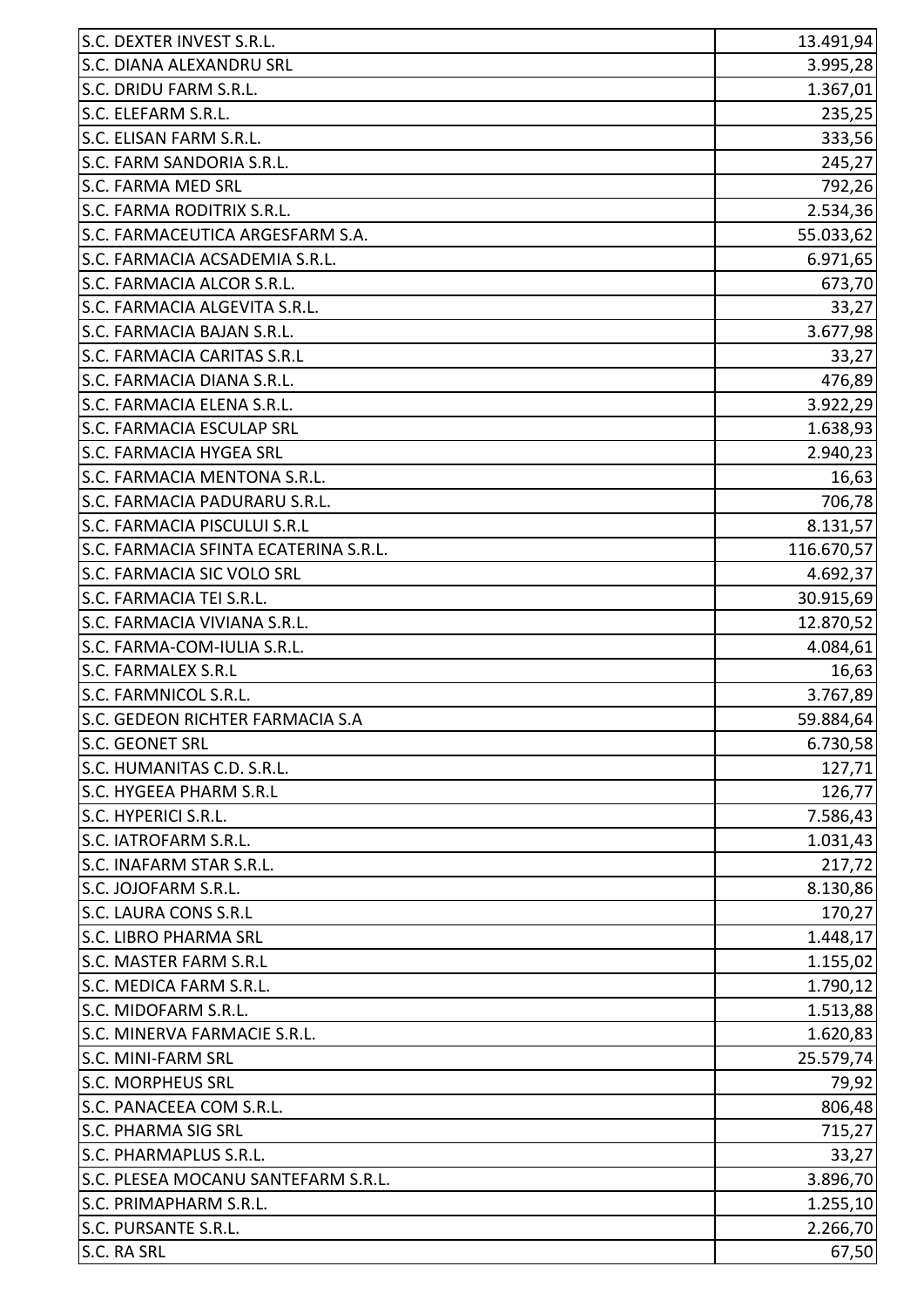| | |
|---|---|
| S.C. DEXTER INVEST S.R.L. | 13.491,94 |
| S.C. DIANA ALEXANDRU SRL | 3.995,28 |
| S.C. DRIDU FARM S.R.L. | 1.367,01 |
| S.C. ELEFARM S.R.L. | 235,25 |
| S.C. ELISAN FARM S.R.L. | 333,56 |
| S.C. FARM SANDORIA S.R.L. | 245,27 |
| S.C. FARMA MED SRL | 792,26 |
| S.C. FARMA RODITRIX S.R.L. | 2.534,36 |
| S.C. FARMACEUTICA ARGESFARM S.A. | 55.033,62 |
| S.C. FARMACIA ACSADEMIA S.R.L. | 6.971,65 |
| S.C. FARMACIA ALCOR S.R.L. | 673,70 |
| S.C. FARMACIA ALGEVITA S.R.L. | 33,27 |
| S.C. FARMACIA BAJAN S.R.L. | 3.677,98 |
| S.C. FARMACIA CARITAS S.R.L | 33,27 |
| S.C. FARMACIA DIANA S.R.L. | 476,89 |
| S.C. FARMACIA ELENA S.R.L. | 3.922,29 |
| S.C. FARMACIA ESCULAP SRL | 1.638,93 |
| S.C. FARMACIA HYGEA SRL | 2.940,23 |
| S.C. FARMACIA MENTONA S.R.L. | 16,63 |
| S.C. FARMACIA PADURARU S.R.L. | 706,78 |
| S.C. FARMACIA PISCULUI S.R.L | 8.131,57 |
| S.C. FARMACIA SFINTA ECATERINA S.R.L. | 116.670,57 |
| S.C. FARMACIA SIC VOLO SRL | 4.692,37 |
| S.C. FARMACIA TEI S.R.L. | 30.915,69 |
| S.C. FARMACIA VIVIANA S.R.L. | 12.870,52 |
| S.C. FARMA-COM-IULIA S.R.L. | 4.084,61 |
| S.C. FARMALEX S.R.L | 16,63 |
| S.C. FARMNICOL S.R.L. | 3.767,89 |
| S.C. GEDEON RICHTER FARMACIA S.A | 59.884,64 |
| S.C. GEONET SRL | 6.730,58 |
| S.C. HUMANITAS C.D. S.R.L. | 127,71 |
| S.C. HYGEEA PHARM S.R.L | 126,77 |
| S.C. HYPERICI S.R.L. | 7.586,43 |
| S.C. IATROFARM S.R.L. | 1.031,43 |
| S.C. INAFARM STAR S.R.L. | 217,72 |
| S.C. JOJOFARM S.R.L. | 8.130,86 |
| S.C. LAURA CONS S.R.L | 170,27 |
| S.C. LIBRO PHARMA SRL | 1.448,17 |
| S.C. MASTER FARM S.R.L | 1.155,02 |
| S.C. MEDICA FARM S.R.L. | 1.790,12 |
| S.C. MIDOFARM S.R.L. | 1.513,88 |
| S.C. MINERVA FARMACIE S.R.L. | 1.620,83 |
| S.C. MINI-FARM SRL | 25.579,74 |
| S.C. MORPHEUS SRL | 79,92 |
| S.C. PANACEEA COM S.R.L. | 806,48 |
| S.C. PHARMA SIG SRL | 715,27 |
| S.C. PHARMAPLUS S.R.L. | 33,27 |
| S.C. PLESEA MOCANU SANTEFARM S.R.L. | 3.896,70 |
| S.C. PRIMAPHARM S.R.L. | 1.255,10 |
| S.C. PURSANTE S.R.L. | 2.266,70 |
| S.C. RA SRL | 67,50 |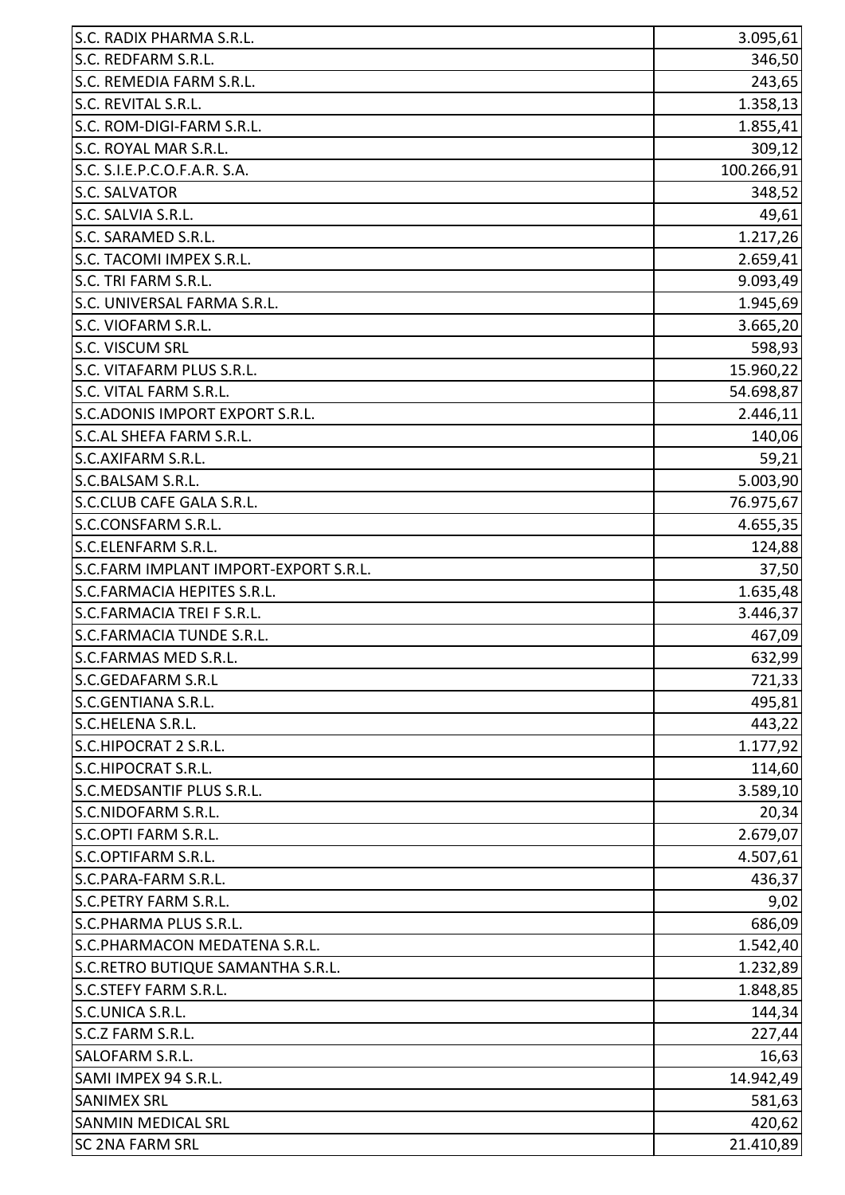| | |
|---|---|
| S.C. RADIX PHARMA S.R.L. | 3.095,61 |
| S.C. REDFARM S.R.L. | 346,50 |
| S.C. REMEDIA FARM S.R.L. | 243,65 |
| S.C. REVITAL S.R.L. | 1.358,13 |
| S.C. ROM-DIGI-FARM S.R.L. | 1.855,41 |
| S.C. ROYAL MAR S.R.L. | 309,12 |
| S.C. S.I.E.P.C.O.F.A.R. S.A. | 100.266,91 |
| S.C. SALVATOR | 348,52 |
| S.C. SALVIA S.R.L. | 49,61 |
| S.C. SARAMED S.R.L. | 1.217,26 |
| S.C. TACOMI IMPEX S.R.L. | 2.659,41 |
| S.C. TRI FARM S.R.L. | 9.093,49 |
| S.C. UNIVERSAL FARMA S.R.L. | 1.945,69 |
| S.C. VIOFARM S.R.L. | 3.665,20 |
| S.C. VISCUM SRL | 598,93 |
| S.C. VITAFARM PLUS S.R.L. | 15.960,22 |
| S.C. VITAL FARM S.R.L. | 54.698,87 |
| S.C.ADONIS IMPORT EXPORT S.R.L. | 2.446,11 |
| S.C.AL SHEFA FARM S.R.L. | 140,06 |
| S.C.AXIFARM S.R.L. | 59,21 |
| S.C.BALSAM S.R.L. | 5.003,90 |
| S.C.CLUB CAFE GALA S.R.L. | 76.975,67 |
| S.C.CONSFARM S.R.L. | 4.655,35 |
| S.C.ELENFARM S.R.L. | 124,88 |
| S.C.FARM IMPLANT IMPORT-EXPORT S.R.L. | 37,50 |
| S.C.FARMACIA HEPITES S.R.L. | 1.635,48 |
| S.C.FARMACIA TREI F S.R.L. | 3.446,37 |
| S.C.FARMACIA TUNDE S.R.L. | 467,09 |
| S.C.FARMAS MED S.R.L. | 632,99 |
| S.C.GEDAFARM S.R.L | 721,33 |
| S.C.GENTIANA S.R.L. | 495,81 |
| S.C.HELENA S.R.L. | 443,22 |
| S.C.HIPOCRAT 2 S.R.L. | 1.177,92 |
| S.C.HIPOCRAT S.R.L. | 114,60 |
| S.C.MEDSANTIF PLUS S.R.L. | 3.589,10 |
| S.C.NIDOFARM S.R.L. | 20,34 |
| S.C.OPTI FARM S.R.L. | 2.679,07 |
| S.C.OPTIFARM S.R.L. | 4.507,61 |
| S.C.PARA-FARM S.R.L. | 436,37 |
| S.C.PETRY FARM S.R.L. | 9,02 |
| S.C.PHARMA PLUS S.R.L. | 686,09 |
| S.C.PHARMACON MEDATENA S.R.L. | 1.542,40 |
| S.C.RETRO BUTIQUE SAMANTHA S.R.L. | 1.232,89 |
| S.C.STEFY FARM S.R.L. | 1.848,85 |
| S.C.UNICA S.R.L. | 144,34 |
| S.C.Z FARM S.R.L. | 227,44 |
| SALOFARM S.R.L. | 16,63 |
| SAMI IMPEX 94 S.R.L. | 14.942,49 |
| SANIMEX SRL | 581,63 |
| SANMIN MEDICAL SRL | 420,62 |
| SC 2NA FARM SRL | 21.410,89 |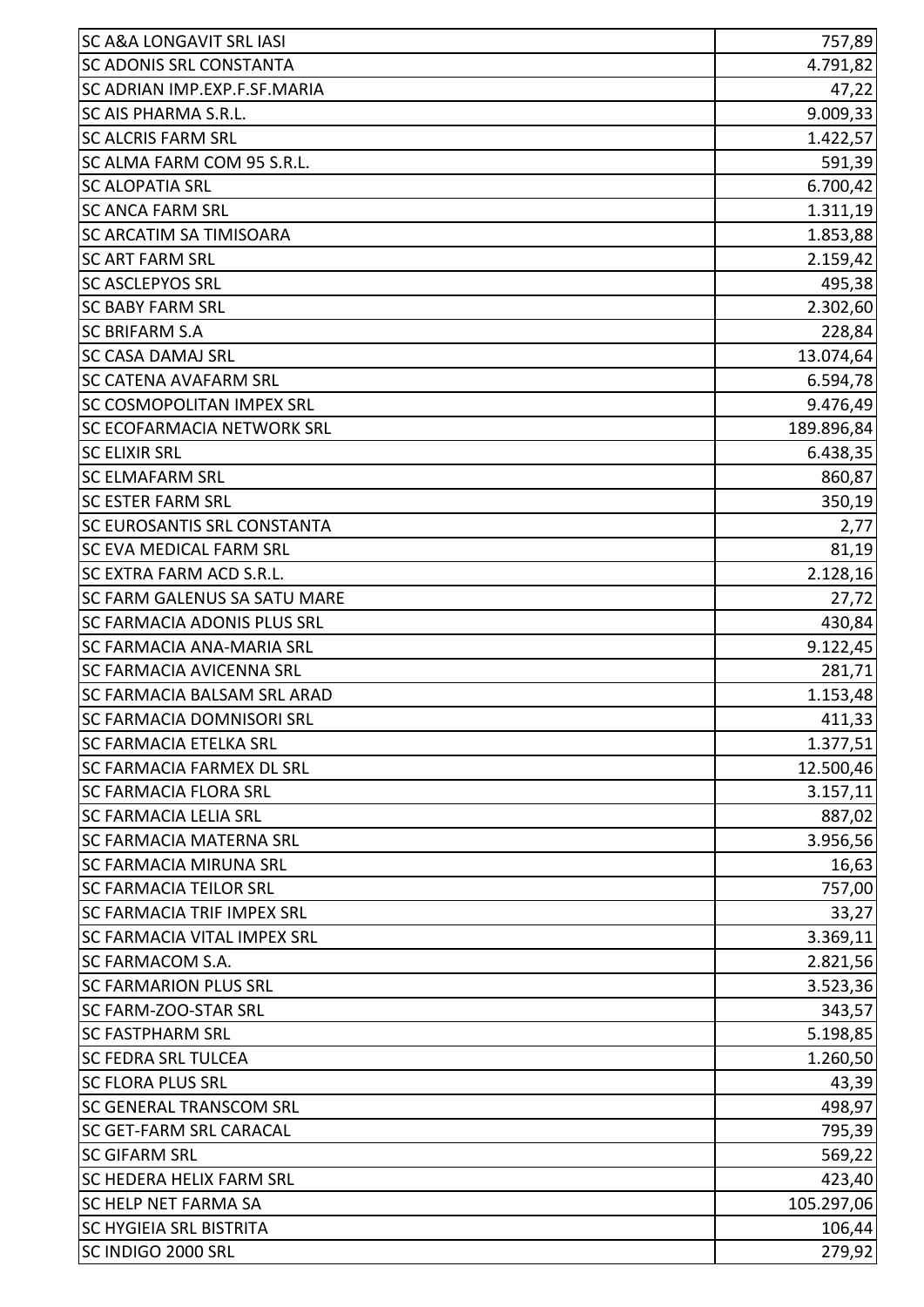| | |
|---|---|
| SC A&A LONGAVIT SRL IASI | 757,89 |
| SC ADONIS SRL CONSTANTA | 4.791,82 |
| SC ADRIAN IMP.EXP.F.SF.MARIA | 47,22 |
| SC AIS PHARMA S.R.L. | 9.009,33 |
| SC ALCRIS FARM SRL | 1.422,57 |
| SC ALMA FARM COM 95 S.R.L. | 591,39 |
| SC ALOPATIA SRL | 6.700,42 |
| SC ANCA FARM SRL | 1.311,19 |
| SC ARCATIM SA TIMISOARA | 1.853,88 |
| SC ART FARM SRL | 2.159,42 |
| SC ASCLEPYOS SRL | 495,38 |
| SC BABY FARM SRL | 2.302,60 |
| SC BRIFARM S.A | 228,84 |
| SC CASA DAMAJ SRL | 13.074,64 |
| SC CATENA AVAFARM SRL | 6.594,78 |
| SC COSMOPOLITAN IMPEX SRL | 9.476,49 |
| SC ECOFARMACIA NETWORK SRL | 189.896,84 |
| SC ELIXIR SRL | 6.438,35 |
| SC ELMAFARM SRL | 860,87 |
| SC ESTER FARM SRL | 350,19 |
| SC EUROSANTIS SRL CONSTANTA | 2,77 |
| SC EVA MEDICAL FARM SRL | 81,19 |
| SC EXTRA FARM ACD S.R.L. | 2.128,16 |
| SC FARM GALENUS SA SATU MARE | 27,72 |
| SC FARMACIA ADONIS PLUS SRL | 430,84 |
| SC FARMACIA ANA-MARIA SRL | 9.122,45 |
| SC FARMACIA AVICENNA SRL | 281,71 |
| SC FARMACIA BALSAM SRL ARAD | 1.153,48 |
| SC FARMACIA DOMNISORI SRL | 411,33 |
| SC FARMACIA ETELKA SRL | 1.377,51 |
| SC FARMACIA FARMEX DL SRL | 12.500,46 |
| SC FARMACIA FLORA SRL | 3.157,11 |
| SC FARMACIA LELIA SRL | 887,02 |
| SC FARMACIA MATERNA SRL | 3.956,56 |
| SC FARMACIA MIRUNA SRL | 16,63 |
| SC FARMACIA TEILOR SRL | 757,00 |
| SC FARMACIA TRIF IMPEX SRL | 33,27 |
| SC FARMACIA VITAL IMPEX SRL | 3.369,11 |
| SC FARMACOM S.A. | 2.821,56 |
| SC FARMARION PLUS SRL | 3.523,36 |
| SC FARM-ZOO-STAR SRL | 343,57 |
| SC FASTPHARM SRL | 5.198,85 |
| SC FEDRA SRL TULCEA | 1.260,50 |
| SC FLORA PLUS SRL | 43,39 |
| SC GENERAL TRANSCOM SRL | 498,97 |
| SC GET-FARM SRL CARACAL | 795,39 |
| SC GIFARM SRL | 569,22 |
| SC HEDERA HELIX FARM SRL | 423,40 |
| SC HELP NET FARMA SA | 105.297,06 |
| SC HYGIEIA SRL BISTRITA | 106,44 |
| SC INDIGO 2000 SRL | 279,92 |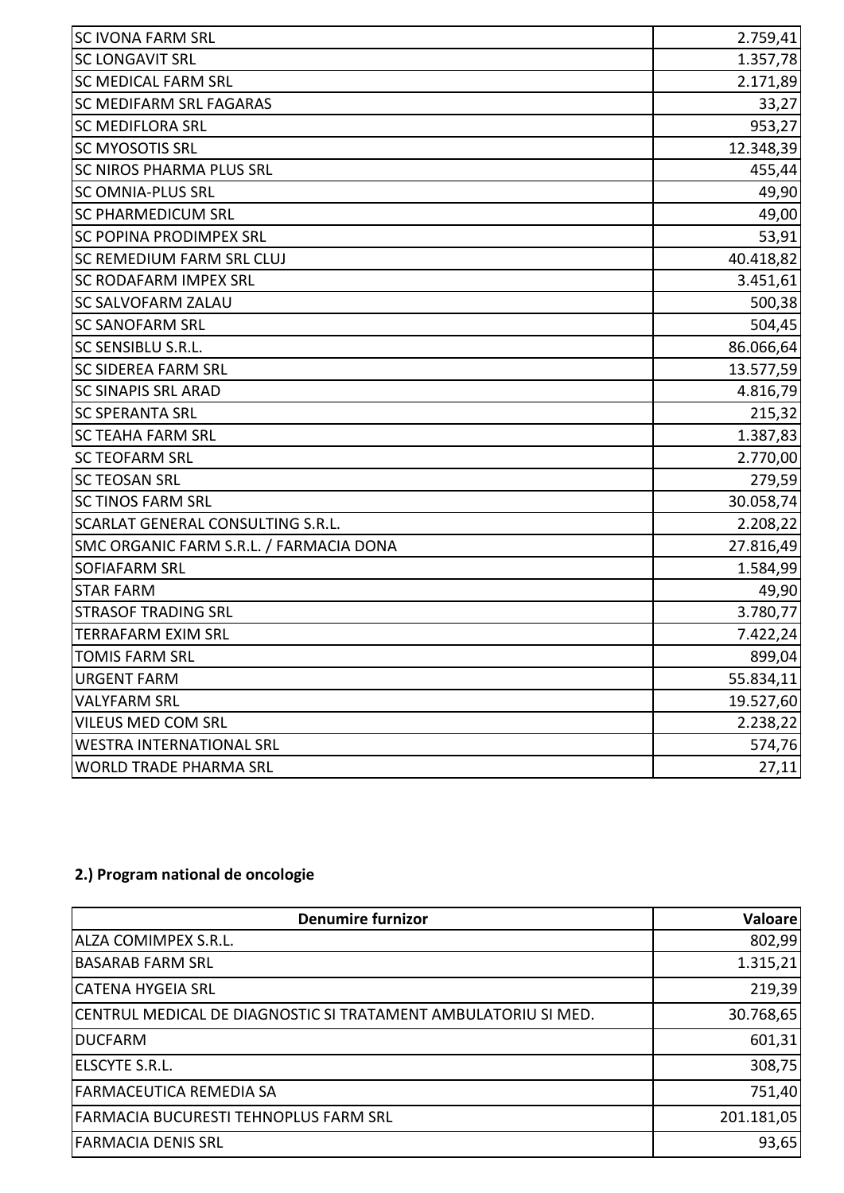| | |
|---|---|
| SC IVONA FARM SRL | 2.759,41 |
| SC LONGAVIT SRL | 1.357,78 |
| SC MEDICAL FARM SRL | 2.171,89 |
| SC MEDIFARM SRL FAGARAS | 33,27 |
| SC MEDIFLORA SRL | 953,27 |
| SC MYOSOTIS SRL | 12.348,39 |
| SC NIROS PHARMA PLUS SRL | 455,44 |
| SC OMNIA-PLUS SRL | 49,90 |
| SC PHARMEDICUM SRL | 49,00 |
| SC POPINA PRODIMPEX SRL | 53,91 |
| SC REMEDIUM FARM SRL CLUJ | 40.418,82 |
| SC RODAFARM IMPEX SRL | 3.451,61 |
| SC SALVOFARM ZALAU | 500,38 |
| SC SANOFARM SRL | 504,45 |
| SC SENSIBLU S.R.L. | 86.066,64 |
| SC SIDEREA FARM SRL | 13.577,59 |
| SC SINAPIS SRL ARAD | 4.816,79 |
| SC SPERANTA SRL | 215,32 |
| SC TEAHA FARM SRL | 1.387,83 |
| SC TEOFARM SRL | 2.770,00 |
| SC TEOSAN SRL | 279,59 |
| SC TINOS FARM SRL | 30.058,74 |
| SCARLAT GENERAL CONSULTING S.R.L. | 2.208,22 |
| SMC ORGANIC FARM S.R.L. / FARMACIA DONA | 27.816,49 |
| SOFIAFARM SRL | 1.584,99 |
| STAR FARM | 49,90 |
| STRASOF TRADING SRL | 3.780,77 |
| TERRAFARM EXIM SRL | 7.422,24 |
| TOMIS FARM SRL | 899,04 |
| URGENT FARM | 55.834,11 |
| VALYFARM SRL | 19.527,60 |
| VILEUS MED COM SRL | 2.238,22 |
| WESTRA INTERNATIONAL SRL | 574,76 |
| WORLD TRADE PHARMA SRL | 27,11 |

**2.) Program national de oncologie**

| Denumire furnizor | Valoare |
|---|---|
| ALZA COMIMPEX S.R.L. | 802,99 |
| BASARAB FARM SRL | 1.315,21 |
| CATENA HYGEIA SRL | 219,39 |
| CENTRUL MEDICAL DE DIAGNOSTIC SI TRATAMENT AMBULATORIU SI MED. | 30.768,65 |
| DUCFARM | 601,31 |
| ELSCYTE S.R.L. | 308,75 |
| FARMACEUTICA REMEDIA SA | 751,40 |
| FARMACIA BUCURESTI TEHNOPLUS FARM SRL | 201.181,05 |
| FARMACIA DENIS SRL | 93,65 |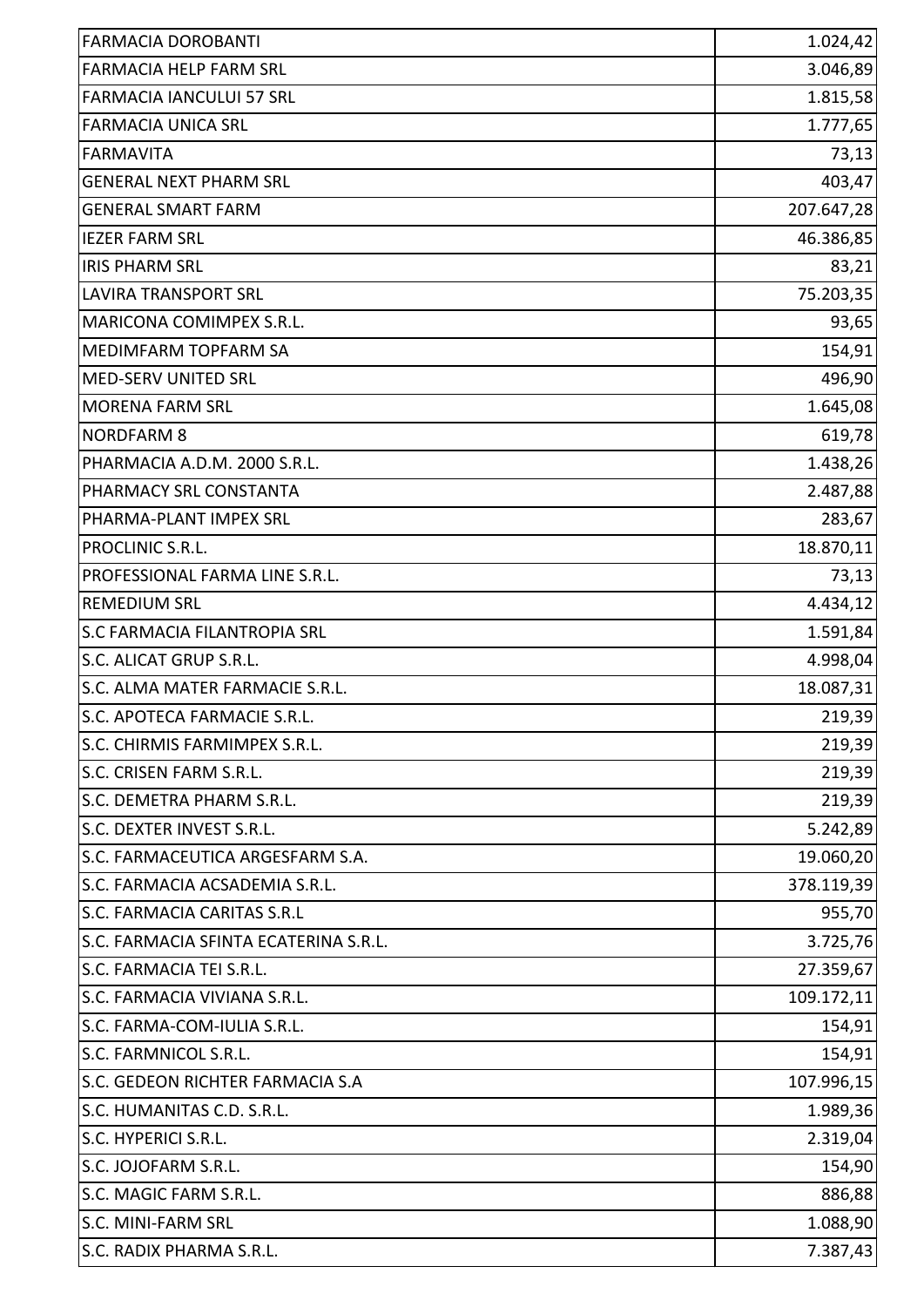| FARMACIA DOROBANTI | 1.024,42 |
|---|---:|
| FARMACIA HELP FARM SRL | 3.046,89 |
| FARMACIA IANCULUI 57 SRL | 1.815,58 |
| FARMACIA UNICA SRL | 1.777,65 |
| FARMAVITA | 73,13 |
| GENERAL NEXT PHARM SRL | 403,47 |
| GENERAL SMART FARM | 207.647,28 |
| IEZER FARM SRL | 46.386,85 |
| IRIS PHARM SRL | 83,21 |
| LAVIRA TRANSPORT SRL | 75.203,35 |
| MARICONA COMIMPEX S.R.L. | 93,65 |
| MEDIMFARM TOPFARM SA | 154,91 |
| MED-SERV UNITED SRL | 496,90 |
| MORENA FARM SRL | 1.645,08 |
| NORDFARM 8 | 619,78 |
| PHARMACIA A.D.M. 2000 S.R.L. | 1.438,26 |
| PHARMACY SRL CONSTANTA | 2.487,88 |
| PHARMA-PLANT IMPEX SRL | 283,67 |
| PROCLINIC S.R.L. | 18.870,11 |
| PROFESSIONAL FARMA LINE S.R.L. | 73,13 |
| REMEDIUM SRL | 4.434,12 |
| S.C FARMACIA FILANTROPIA SRL | 1.591,84 |
| S.C. ALICAT GRUP S.R.L. | 4.998,04 |
| S.C. ALMA MATER FARMACIE S.R.L. | 18.087,31 |
| S.C. APOTECA FARMACIE S.R.L. | 219,39 |
| S.C. CHIRMIS FARMIMPEX S.R.L. | 219,39 |
| S.C. CRISEN FARM S.R.L. | 219,39 |
| S.C. DEMETRA PHARM S.R.L. | 219,39 |
| S.C. DEXTER INVEST S.R.L. | 5.242,89 |
| S.C. FARMACEUTICA ARGESFARM S.A. | 19.060,20 |
| S.C. FARMACIA ACSADEMIA S.R.L. | 378.119,39 |
| S.C. FARMACIA CARITAS S.R.L | 955,70 |
| S.C. FARMACIA SFINTA ECATERINA S.R.L. | 3.725,76 |
| S.C. FARMACIA TEI S.R.L. | 27.359,67 |
| S.C. FARMACIA VIVIANA S.R.L. | 109.172,11 |
| S.C. FARMA-COM-IULIA S.R.L. | 154,91 |
| S.C. FARMNICOL S.R.L. | 154,91 |
| S.C. GEDEON RICHTER FARMACIA S.A | 107.996,15 |
| S.C. HUMANITAS C.D. S.R.L. | 1.989,36 |
| S.C. HYPERICI S.R.L. | 2.319,04 |
| S.C. JOJOFARM S.R.L. | 154,90 |
| S.C. MAGIC FARM S.R.L. | 886,88 |
| S.C. MINI-FARM SRL | 1.088,90 |
| S.C. RADIX PHARMA S.R.L. | 7.387,43 |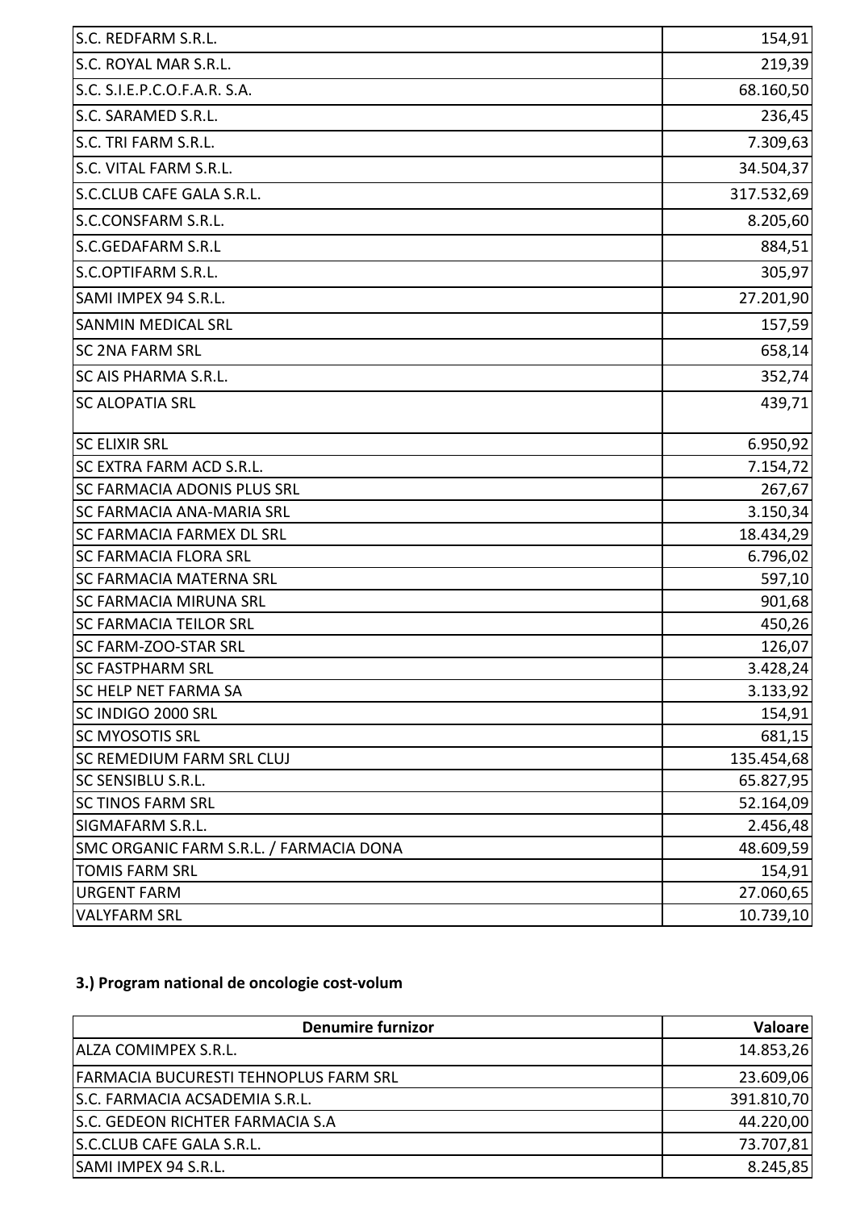| | |
|---|---:|
| S.C. REDFARM S.R.L. | 154,91 |
| S.C. ROYAL MAR S.R.L. | 219,39 |
| S.C. S.I.E.P.C.O.F.A.R. S.A. | 68.160,50 |
| S.C. SARAMED S.R.L. | 236,45 |
| S.C. TRI FARM S.R.L. | 7.309,63 |
| S.C. VITAL FARM S.R.L. | 34.504,37 |
| S.C.CLUB CAFE GALA S.R.L. | 317.532,69 |
| S.C.CONSFARM S.R.L. | 8.205,60 |
| S.C.GEDAFARM S.R.L | 884,51 |
| S.C.OPTIFARM S.R.L. | 305,97 |
| SAMI IMPEX 94 S.R.L. | 27.201,90 |
| SANMIN MEDICAL SRL | 157,59 |
| SC 2NA FARM SRL | 658,14 |
| SC AIS PHARMA S.R.L. | 352,74 |
| SC ALOPATIA SRL | 439,71 |
| SC ELIXIR SRL | 6.950,92 |
| SC EXTRA FARM ACD S.R.L. | 7.154,72 |
| SC FARMACIA ADONIS PLUS SRL | 267,67 |
| SC FARMACIA ANA-MARIA SRL | 3.150,34 |
| SC FARMACIA FARMEX DL SRL | 18.434,29 |
| SC FARMACIA FLORA SRL | 6.796,02 |
| SC FARMACIA MATERNA SRL | 597,10 |
| SC FARMACIA MIRUNA SRL | 901,68 |
| SC FARMACIA TEILOR SRL | 450,26 |
| SC FARM-ZOO-STAR SRL | 126,07 |
| SC FASTPHARM SRL | 3.428,24 |
| SC HELP NET FARMA SA | 3.133,92 |
| SC INDIGO 2000 SRL | 154,91 |
| SC MYOSOTIS SRL | 681,15 |
| SC REMEDIUM FARM SRL CLUJ | 135.454,68 |
| SC SENSIBLU S.R.L. | 65.827,95 |
| SC TINOS FARM SRL | 52.164,09 |
| SIGMAFARM S.R.L. | 2.456,48 |
| SMC ORGANIC FARM S.R.L. / FARMACIA DONA | 48.609,59 |
| TOMIS FARM SRL | 154,91 |
| URGENT FARM | 27.060,65 |
| VALYFARM SRL | 10.739,10 |

**3.) Program national de oncologie cost-volum**

| Denumire furnizor | Valoare |
|---|---:|
| ALZA COMIMPEX S.R.L. | 14.853,26 |
| FARMACIA BUCURESTI TEHNOPLUS FARM SRL | 23.609,06 |
| S.C. FARMACIA ACSADEMIA S.R.L. | 391.810,70 |
| S.C. GEDEON RICHTER FARMACIA S.A | 44.220,00 |
| S.C.CLUB CAFE GALA S.R.L. | 73.707,81 |
| SAMI IMPEX 94 S.R.L. | 8.245,85 |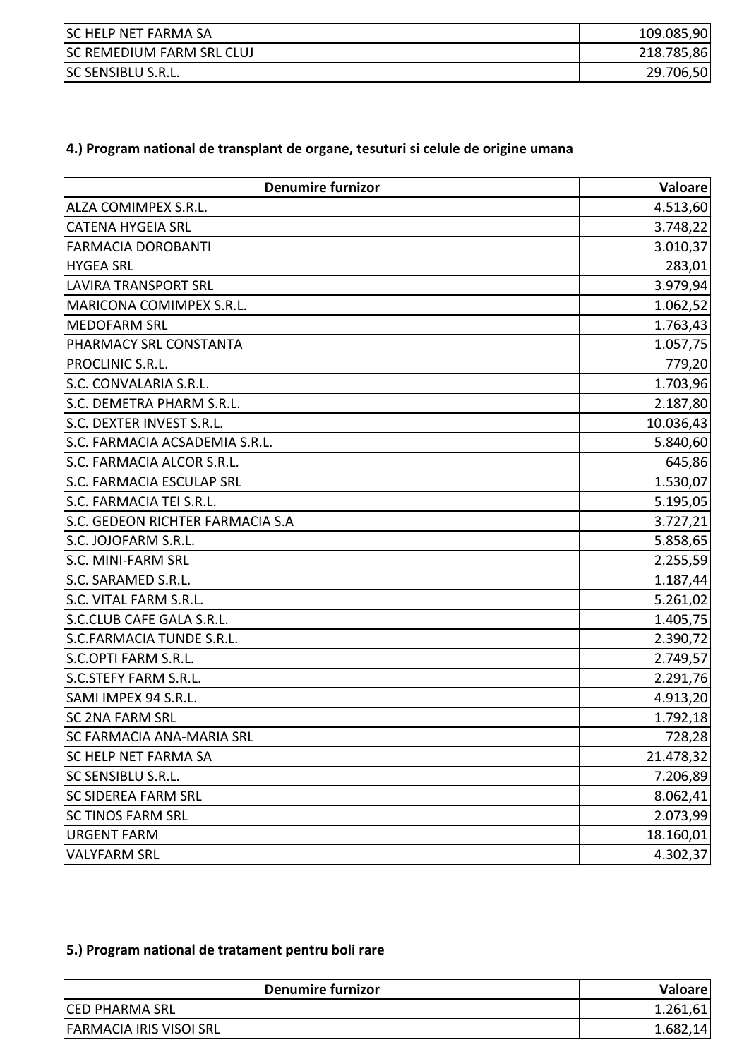| | |
|---|---:|
| SC HELP NET FARMA SA | 109.085,90 |
| SC REMEDIUM FARM SRL CLUJ | 218.785,86 |
| SC SENSIBLU S.R.L. | 29.706,50 |

### 4.) Program national de transplant de organe, tesuturi si celule de origine umana

| Denumire furnizor | Valoare |
|---|---:|
| ALZA COMIMPEX S.R.L. | 4.513,60 |
| CATENA HYGEIA SRL | 3.748,22 |
| FARMACIA DOROBANTI | 3.010,37 |
| HYGEA SRL | 283,01 |
| LAVIRA TRANSPORT SRL | 3.979,94 |
| MARICONA COMIMPEX S.R.L. | 1.062,52 |
| MEDOFARM SRL | 1.763,43 |
| PHARMACY SRL CONSTANTA | 1.057,75 |
| PROCLINIC S.R.L. | 779,20 |
| S.C. CONVALARIA S.R.L. | 1.703,96 |
| S.C. DEMETRA PHARM S.R.L. | 2.187,80 |
| S.C. DEXTER INVEST S.R.L. | 10.036,43 |
| S.C. FARMACIA ACSADEMIA S.R.L. | 5.840,60 |
| S.C. FARMACIA ALCOR S.R.L. | 645,86 |
| S.C. FARMACIA ESCULAP SRL | 1.530,07 |
| S.C. FARMACIA TEI S.R.L. | 5.195,05 |
| S.C. GEDEON RICHTER FARMACIA S.A | 3.727,21 |
| S.C. JOJOFARM S.R.L. | 5.858,65 |
| S.C. MINI-FARM SRL | 2.255,59 |
| S.C. SARAMED S.R.L. | 1.187,44 |
| S.C. VITAL FARM S.R.L. | 5.261,02 |
| S.C.CLUB CAFE GALA S.R.L. | 1.405,75 |
| S.C.FARMACIA TUNDE S.R.L. | 2.390,72 |
| S.C.OPTI FARM S.R.L. | 2.749,57 |
| S.C.STEFY FARM S.R.L. | 2.291,76 |
| SAMI IMPEX 94 S.R.L. | 4.913,20 |
| SC 2NA FARM SRL | 1.792,18 |
| SC FARMACIA ANA-MARIA SRL | 728,28 |
| SC HELP NET FARMA SA | 21.478,32 |
| SC SENSIBLU S.R.L. | 7.206,89 |
| SC SIDEREA FARM SRL | 8.062,41 |
| SC TINOS FARM SRL | 2.073,99 |
| URGENT FARM | 18.160,01 |
| VALYFARM SRL | 4.302,37 |

### 5.) Program national de tratament pentru boli rare

| Denumire furnizor | Valoare |
|---|---:|
| CED PHARMA SRL | 1.261,61 |
| FARMACIA IRIS VISOI SRL | 1.682,14 |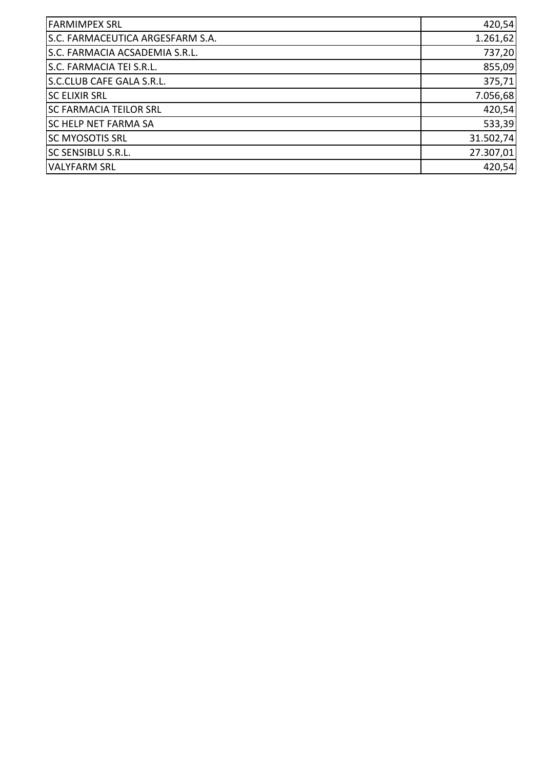| | |
|---|---|
| FARMIMPEX SRL | 420,54 |
| S.C. FARMACEUTICA ARGESFARM S.A. | 1.261,62 |
| S.C. FARMACIA ACSADEMIA S.R.L. | 737,20 |
| S.C. FARMACIA TEI S.R.L. | 855,09 |
| S.C.CLUB CAFE GALA S.R.L. | 375,71 |
| SC ELIXIR SRL | 7.056,68 |
| SC FARMACIA TEILOR SRL | 420,54 |
| SC HELP NET FARMA SA | 533,39 |
| SC MYOSOTIS SRL | 31.502,74 |
| SC SENSIBLU S.R.L. | 27.307,01 |
| VALYFARM SRL | 420,54 |